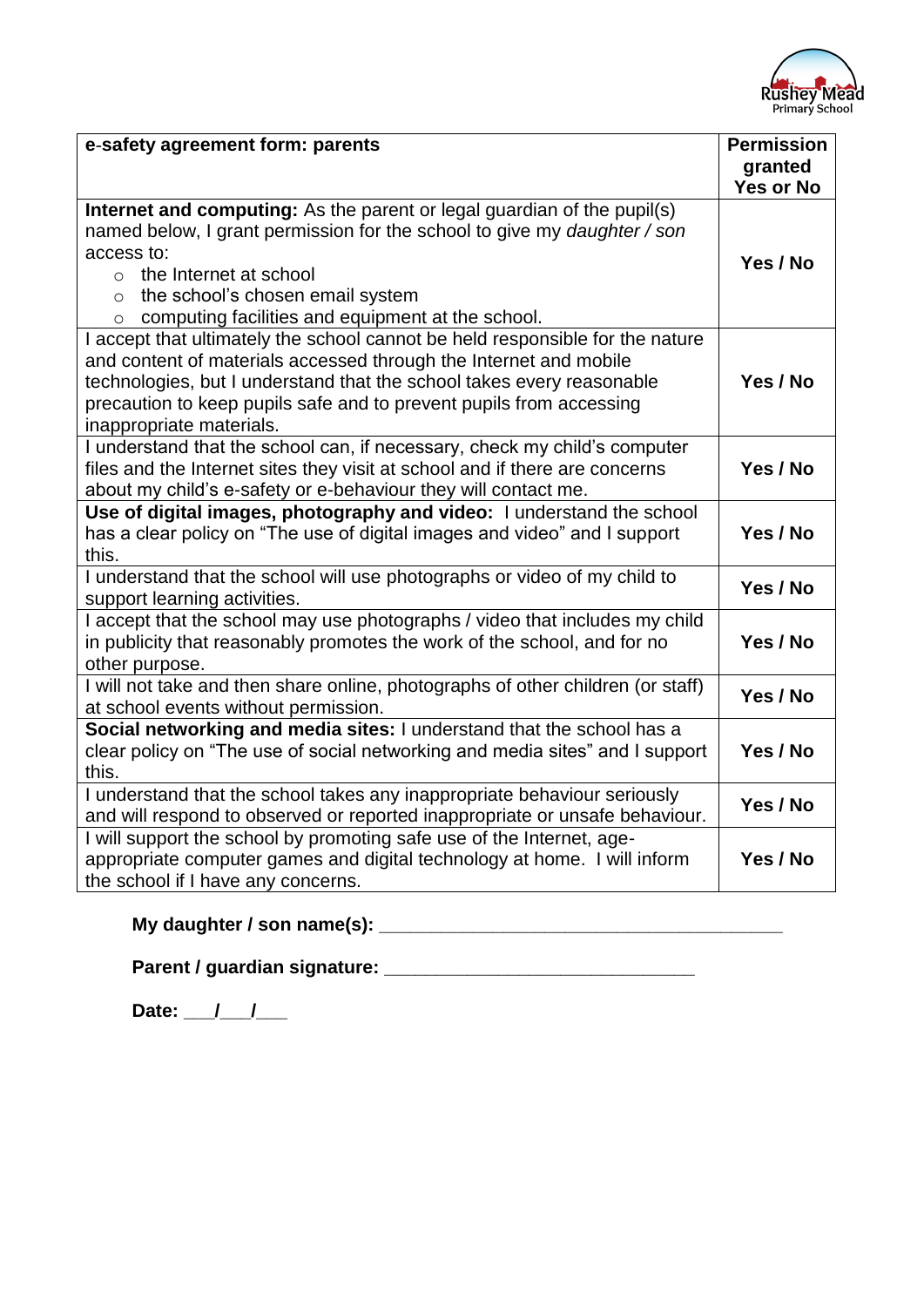Rushey Mead Primary School

| **e-safety agreement form: parents** | **Permission granted Yes or No** |
| --- | --- |
| **Internet and computing:** As the parent or legal guardian of the pupil(s) named below, I grant permission for the school to give my *daughter / son* access to:<br>○ the Internet at school<br>○ the school's chosen email system<br>○ computing facilities and equipment at the school. | **Yes / No** |
| I accept that ultimately the school cannot be held responsible for the nature and content of materials accessed through the Internet and mobile technologies, but I understand that the school takes every reasonable precaution to keep pupils safe and to prevent pupils from accessing inappropriate materials. | **Yes / No** |
| I understand that the school can, if necessary, check my child's computer files and the Internet sites they visit at school and if there are concerns about my child's e-safety or e-behaviour they will contact me. | **Yes / No** |
| **Use of digital images, photography and video:** I understand the school has a clear policy on "The use of digital images and video" and I support this. | **Yes / No** |
| I understand that the school will use photographs or video of my child to support learning activities. | **Yes / No** |
| I accept that the school may use photographs / video that includes my child in publicity that reasonably promotes the work of the school, and for no other purpose. | **Yes / No** |
| I will not take and then share online, photographs of other children (or staff) at school events without permission. | **Yes / No** |
| **Social networking and media sites:** I understand that the school has a clear policy on "The use of social networking and media sites" and I support this. | **Yes / No** |
| I understand that the school takes any inappropriate behaviour seriously and will respond to observed or reported inappropriate or unsafe behaviour. | **Yes / No** |
| I will support the school by promoting safe use of the Internet, age-appropriate computer games and digital technology at home. I will inform the school if I have any concerns. | **Yes / No** |

**My daughter / son name(s): \_\_\_\_\_\_\_\_\_\_\_\_\_\_\_\_\_\_\_\_\_\_\_\_\_\_\_\_\_\_\_\_\_\_\_\_\_\_\_\_**

**Parent / guardian signature: \_\_\_\_\_\_\_\_\_\_\_\_\_\_\_\_\_\_\_\_\_\_\_\_\_\_\_\_\_\_\_**

**Date: \_\_\_/\_\_\_/\_\_\_**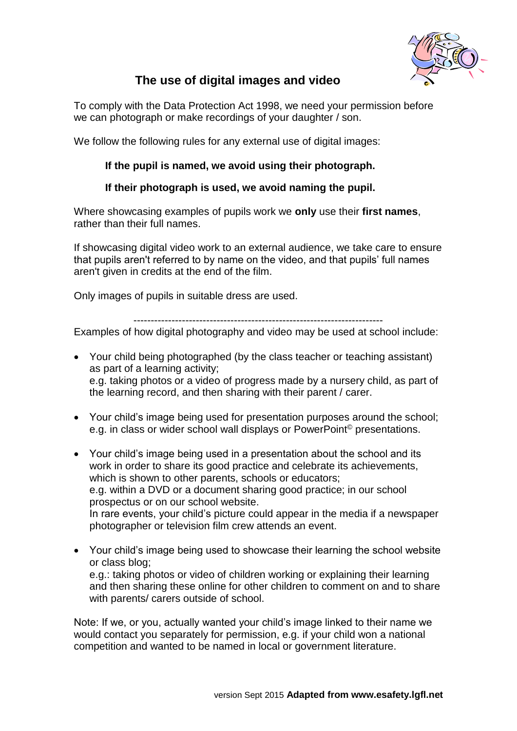# The use of digital images and video

To comply with the Data Protection Act 1998, we need your permission before we can photograph or make recordings of your daughter / son.

We follow the following rules for any external use of digital images:

**If the pupil is named, we avoid using their photograph.**

**If their photograph is used, we avoid naming the pupil.**

Where showcasing examples of pupils work we **only** use their **first names**, rather than their full names.

If showcasing digital video work to an external audience, we take care to ensure that pupils aren't referred to by name on the video, and that pupils' full names aren't given in credits at the end of the film.

Only images of pupils in suitable dress are used.

---

Examples of how digital photography and video may be used at school include:

- Your child being photographed (by the class teacher or teaching assistant) as part of a learning activity;
  e.g. taking photos or a video of progress made by a nursery child, as part of the learning record, and then sharing with their parent / carer.

- Your child's image being used for presentation purposes around the school; e.g. in class or wider school wall displays or PowerPoint© presentations.

- Your child's image being used in a presentation about the school and its work in order to share its good practice and celebrate its achievements, which is shown to other parents, schools or educators;
  e.g. within a DVD or a document sharing good practice; in our school prospectus or on our school website.
  In rare events, your child's picture could appear in the media if a newspaper photographer or television film crew attends an event.

- Your child's image being used to showcase their learning the school website or class blog;
  e.g.: taking photos or video of children working or explaining their learning and then sharing these online for other children to comment on and to share with parents/ carers outside of school.

Note: If we, or you, actually wanted your child's image linked to their name we would contact you separately for permission, e.g. if your child won a national competition and wanted to be named in local or government literature.

version Sept 2015 **Adapted from www.esafety.lgfl.net**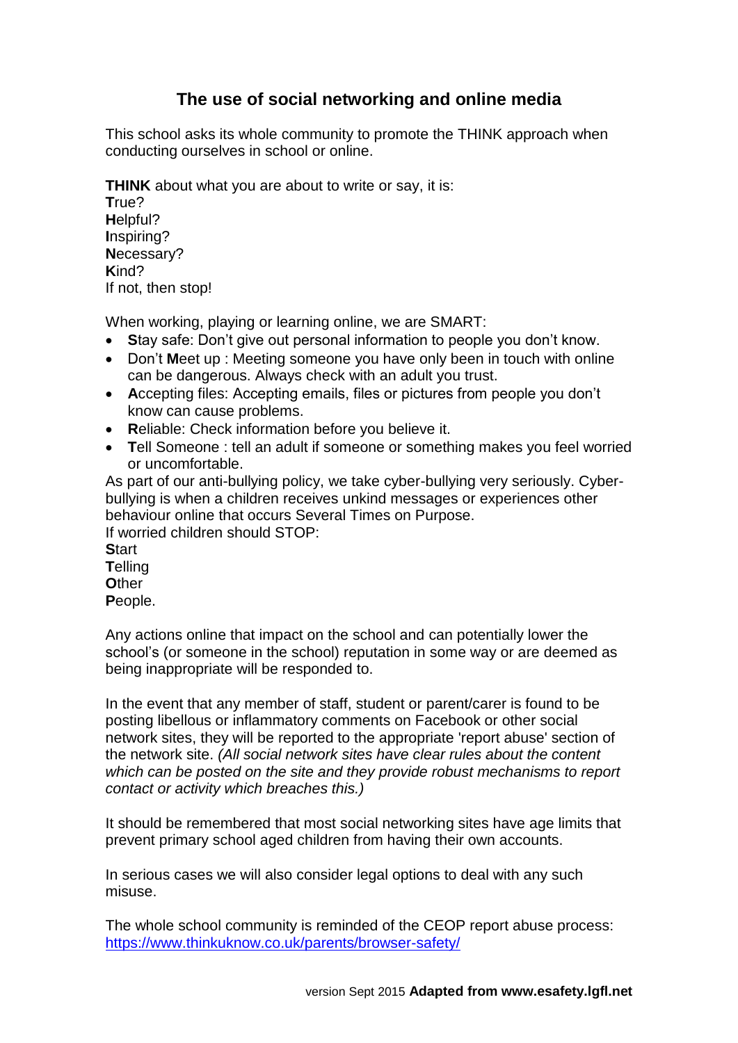## The use of social networking and online media

This school asks its whole community to promote the THINK approach when conducting ourselves in school or online.

**THINK** about what you are about to write or say, it is:
**T**rue?
**H**elpful?
**I**nspiring?
**N**ecessary?
**K**ind?
If not, then stop!

When working, playing or learning online, we are SMART:

- **S**tay safe: Don't give out personal information to people you don't know.
- Don't **M**eet up : Meeting someone you have only been in touch with online can be dangerous. Always check with an adult you trust.
- **A**ccepting files: Accepting emails, files or pictures from people you don't know can cause problems.
- **R**eliable: Check information before you believe it.
- **T**ell Someone : tell an adult if someone or something makes you feel worried or uncomfortable.

As part of our anti-bullying policy, we take cyber-bullying very seriously. Cyber-bullying is when a children receives unkind messages or experiences other behaviour online that occurs Several Times on Purpose.
If worried children should STOP:
**S**tart
**T**elling
**O**ther
**P**eople.

Any actions online that impact on the school and can potentially lower the school's (or someone in the school) reputation in some way or are deemed as being inappropriate will be responded to.

In the event that any member of staff, student or parent/carer is found to be posting libellous or inflammatory comments on Facebook or other social network sites, they will be reported to the appropriate 'report abuse' section of the network site. *(All social network sites have clear rules about the content which can be posted on the site and they provide robust mechanisms to report contact or activity which breaches this.)*

It should be remembered that most social networking sites have age limits that prevent primary school aged children from having their own accounts.

In serious cases we will also consider legal options to deal with any such misuse.

The whole school community is reminded of the CEOP report abuse process:
https://www.thinkuknow.co.uk/parents/browser-safety/

version Sept 2015 **Adapted from www.esafety.lgfl.net**